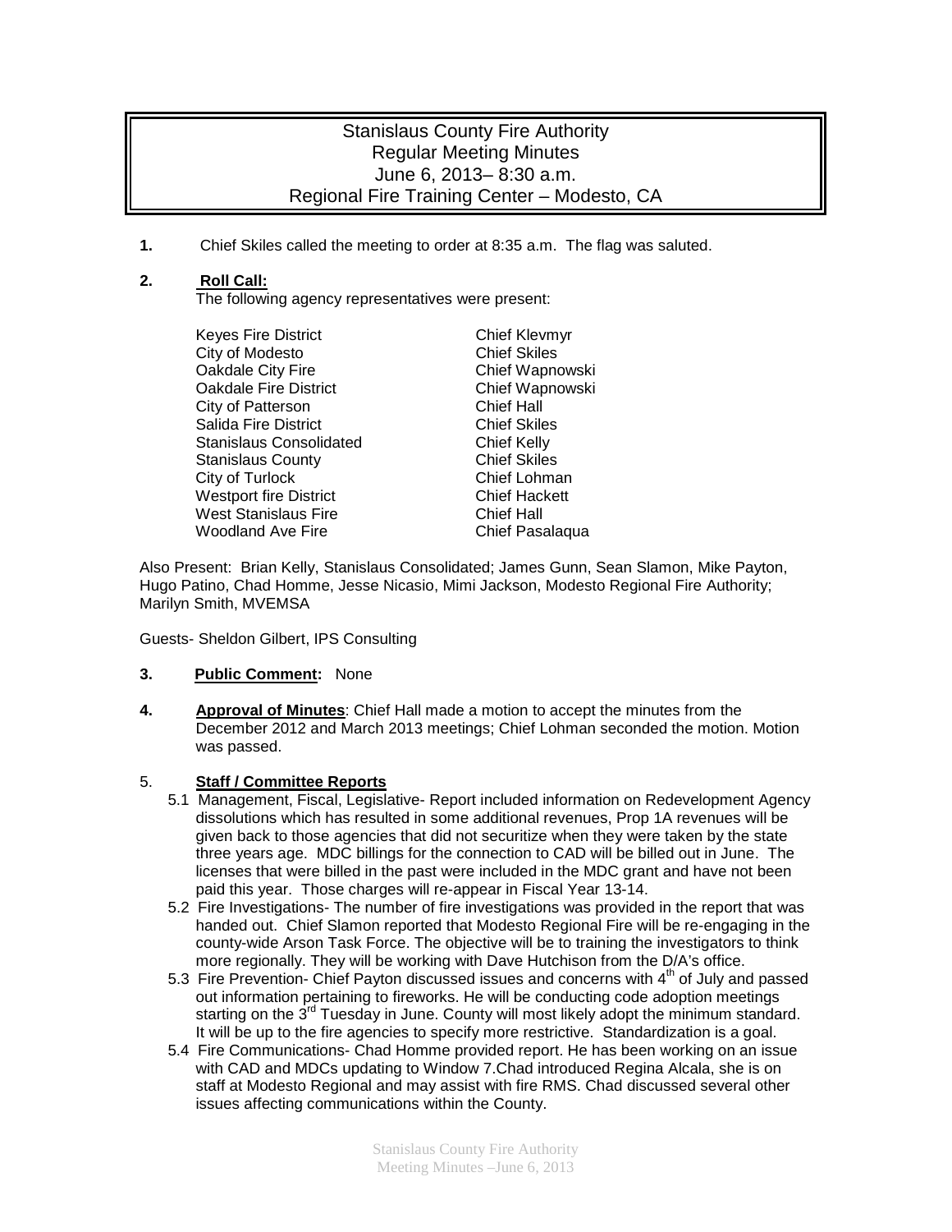# Stanislaus County Fire Authority
## Regular Meeting Minutes
### June 6, 2013– 8:30 a.m.
### Regional Fire Training Center – Modesto, CA

**1.** Chief Skiles called the meeting to order at 8:35 a.m. The flag was saluted.

**2.** **Roll Call:**

The following agency representatives were present:

| | |
|---|---|
| Keyes Fire District | Chief Klevmyr |
| City of Modesto | Chief Skiles |
| Oakdale City Fire | Chief Wapnowski |
| Oakdale Fire District | Chief Wapnowski |
| City of Patterson | Chief Hall |
| Salida Fire District | Chief Skiles |
| Stanislaus Consolidated | Chief Kelly |
| Stanislaus County | Chief Skiles |
| City of Turlock | Chief Lohman |
| Westport fire District | Chief Hackett |
| West Stanislaus Fire | Chief Hall |
| Woodland Ave Fire | Chief Pasalaqua |

Also Present: Brian Kelly, Stanislaus Consolidated; James Gunn, Sean Slamon, Mike Payton, Hugo Patino, Chad Homme, Jesse Nicasio, Mimi Jackson, Modesto Regional Fire Authority; Marilyn Smith, MVEMSA

Guests- Sheldon Gilbert, IPS Consulting

**3.** **Public Comment:** None

**4.** **Approval of Minutes**: Chief Hall made a motion to accept the minutes from the December 2012 and March 2013 meetings; Chief Lohman seconded the motion. Motion was passed.

5. **Staff / Committee Reports**

5.1 Management, Fiscal, Legislative- Report included information on Redevelopment Agency dissolutions which has resulted in some additional revenues, Prop 1A revenues will be given back to those agencies that did not securitize when they were taken by the state three years age. MDC billings for the connection to CAD will be billed out in June. The licenses that were billed in the past were included in the MDC grant and have not been paid this year. Those charges will re-appear in Fiscal Year 13-14.

5.2 Fire Investigations- The number of fire investigations was provided in the report that was handed out. Chief Slamon reported that Modesto Regional Fire will be re-engaging in the county-wide Arson Task Force. The objective will be to training the investigators to think more regionally. They will be working with Dave Hutchison from the D/A's office.

5.3 Fire Prevention- Chief Payton discussed issues and concerns with 4th of July and passed out information pertaining to fireworks. He will be conducting code adoption meetings starting on the 3rd Tuesday in June. County will most likely adopt the minimum standard. It will be up to the fire agencies to specify more restrictive. Standardization is a goal.

5.4 Fire Communications- Chad Homme provided report. He has been working on an issue with CAD and MDCs updating to Window 7.Chad introduced Regina Alcala, she is on staff at Modesto Regional and may assist with fire RMS. Chad discussed several other issues affecting communications within the County.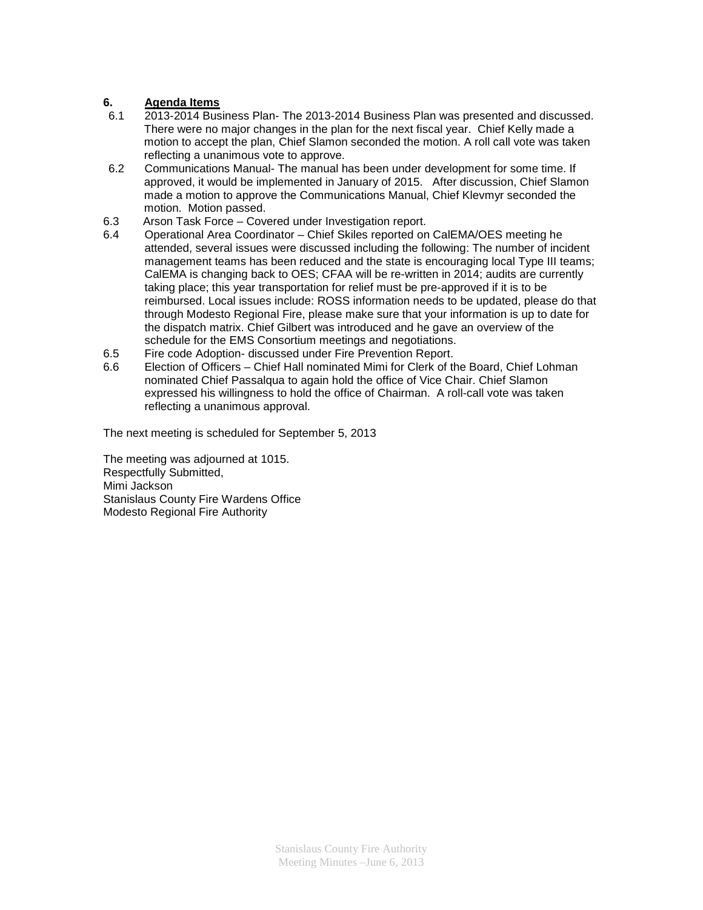**6. Agenda Items**

6.1 2013-2014 Business Plan- The 2013-2014 Business Plan was presented and discussed. There were no major changes in the plan for the next fiscal year. Chief Kelly made a motion to accept the plan, Chief Slamon seconded the motion. A roll call vote was taken reflecting a unanimous vote to approve.

6.2 Communications Manual- The manual has been under development for some time. If approved, it would be implemented in January of 2015. After discussion, Chief Slamon made a motion to approve the Communications Manual, Chief Klevmyr seconded the motion. Motion passed.

6.3 Arson Task Force – Covered under Investigation report.

6.4 Operational Area Coordinator – Chief Skiles reported on CalEMA/OES meeting he attended, several issues were discussed including the following: The number of incident management teams has been reduced and the state is encouraging local Type III teams; CalEMA is changing back to OES; CFAA will be re-written in 2014; audits are currently taking place; this year transportation for relief must be pre-approved if it is to be reimbursed. Local issues include: ROSS information needs to be updated, please do that through Modesto Regional Fire, please make sure that your information is up to date for the dispatch matrix. Chief Gilbert was introduced and he gave an overview of the schedule for the EMS Consortium meetings and negotiations.

6.5 Fire code Adoption- discussed under Fire Prevention Report.

6.6 Election of Officers – Chief Hall nominated Mimi for Clerk of the Board, Chief Lohman nominated Chief Passalqua to again hold the office of Vice Chair. Chief Slamon expressed his willingness to hold the office of Chairman. A roll-call vote was taken reflecting a unanimous approval.

The next meeting is scheduled for September 5, 2013

The meeting was adjourned at 1015.
Respectfully Submitted,
Mimi Jackson
Stanislaus County Fire Wardens Office
Modesto Regional Fire Authority